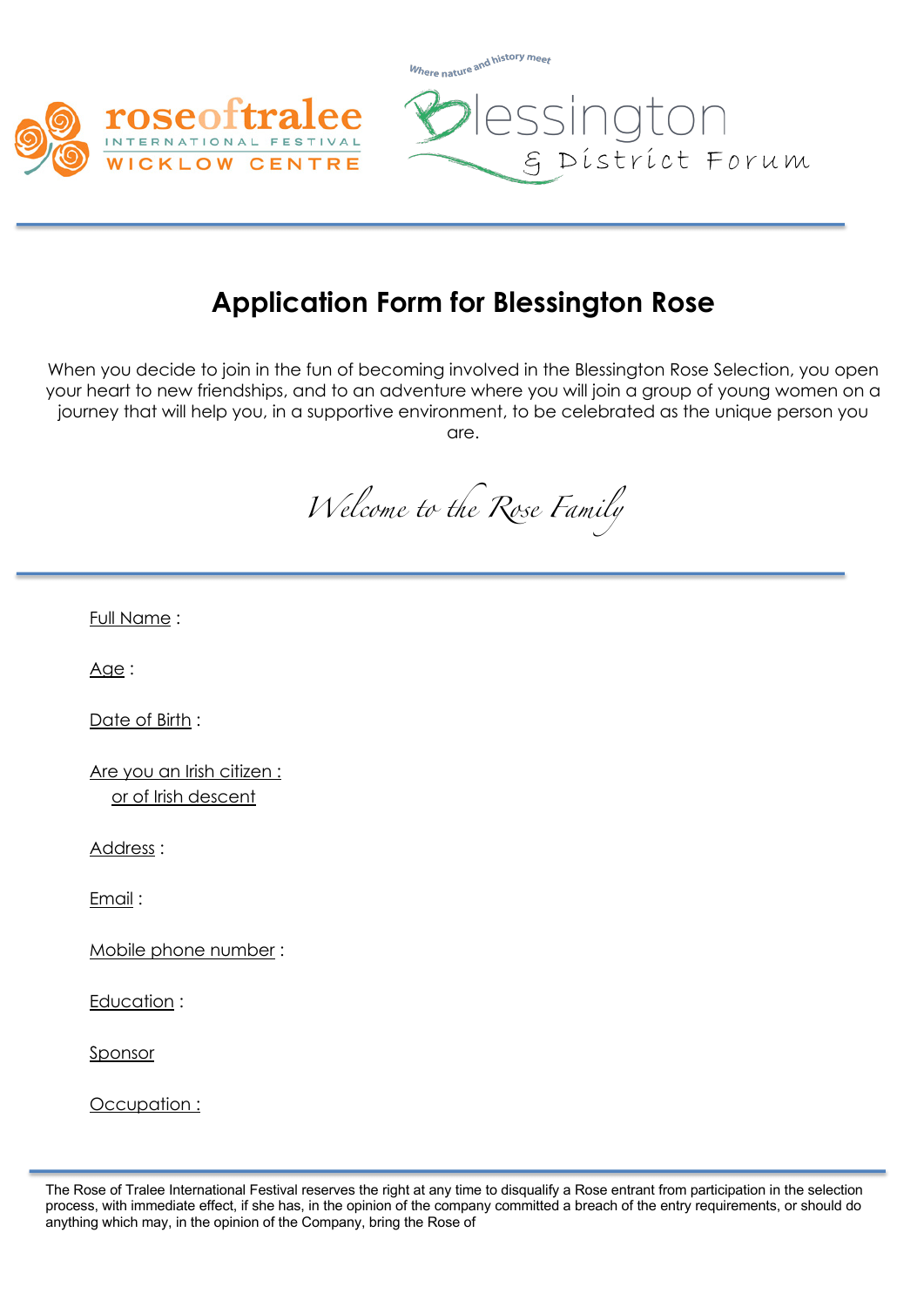roseoftralee INTERNATIONAL FESTIVAL WICKLOW CENTRE

Where nature and history meet Blessington & District Forum

# Application Form for Blessington Rose

When you decide to join in the fun of becoming involved in the Blessington Rose Selection, you open your heart to new friendships, and to an adventure where you will join a group of young women on a journey that will help you, in a supportive environment, to be celebrated as the unique person you are.

*Welcome to the Rose Family*

Full Name :

Age :

Date of Birth :

Are you an Irish citizen :
or of Irish descent

Address :

Email :

Mobile phone number :

Education :

Sponsor

Occupation :

The Rose of Tralee International Festival reserves the right at any time to disqualify a Rose entrant from participation in the selection process, with immediate effect, if she has, in the opinion of the company committed a breach of the entry requirements, or should do anything which may, in the opinion of the Company, bring the Rose of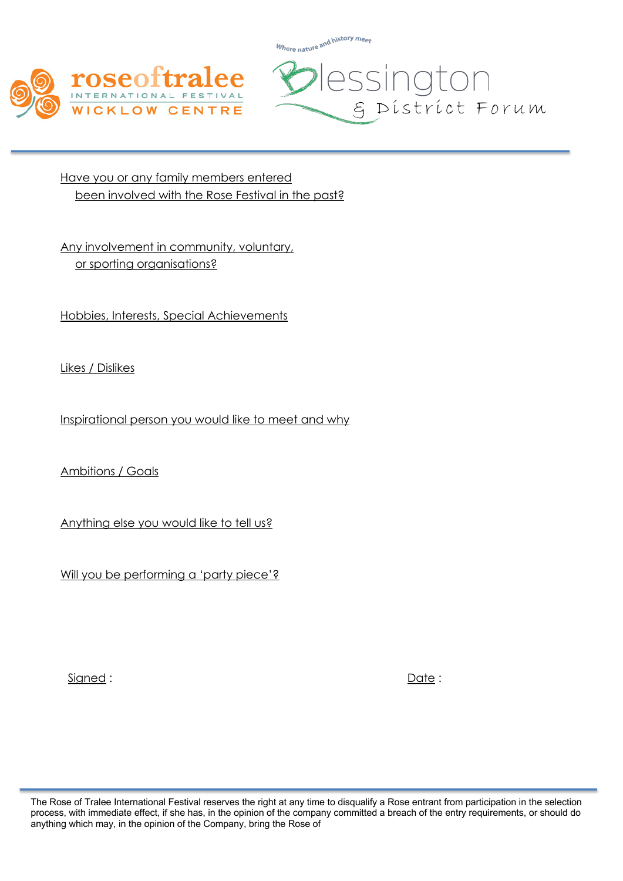roseoftralee
INTERNATIONAL FESTIVAL
WICKLOW CENTRE

Where nature and history meet
Blessington
& District Forum

Have you or any family members entered been involved with the Rose Festival in the past?

Any involvement in community, voluntary, or sporting organisations?

Hobbies, Interests, Special Achievements

Likes / Dislikes

Inspirational person you would like to meet and why

Ambitions / Goals

Anything else you would like to tell us?

Will you be performing a 'party piece'?

Signed :

Date :

The Rose of Tralee International Festival reserves the right at any time to disqualify a Rose entrant from participation in the selection process, with immediate effect, if she has, in the opinion of the company committed a breach of the entry requirements, or should do anything which may, in the opinion of the Company, bring the Rose of